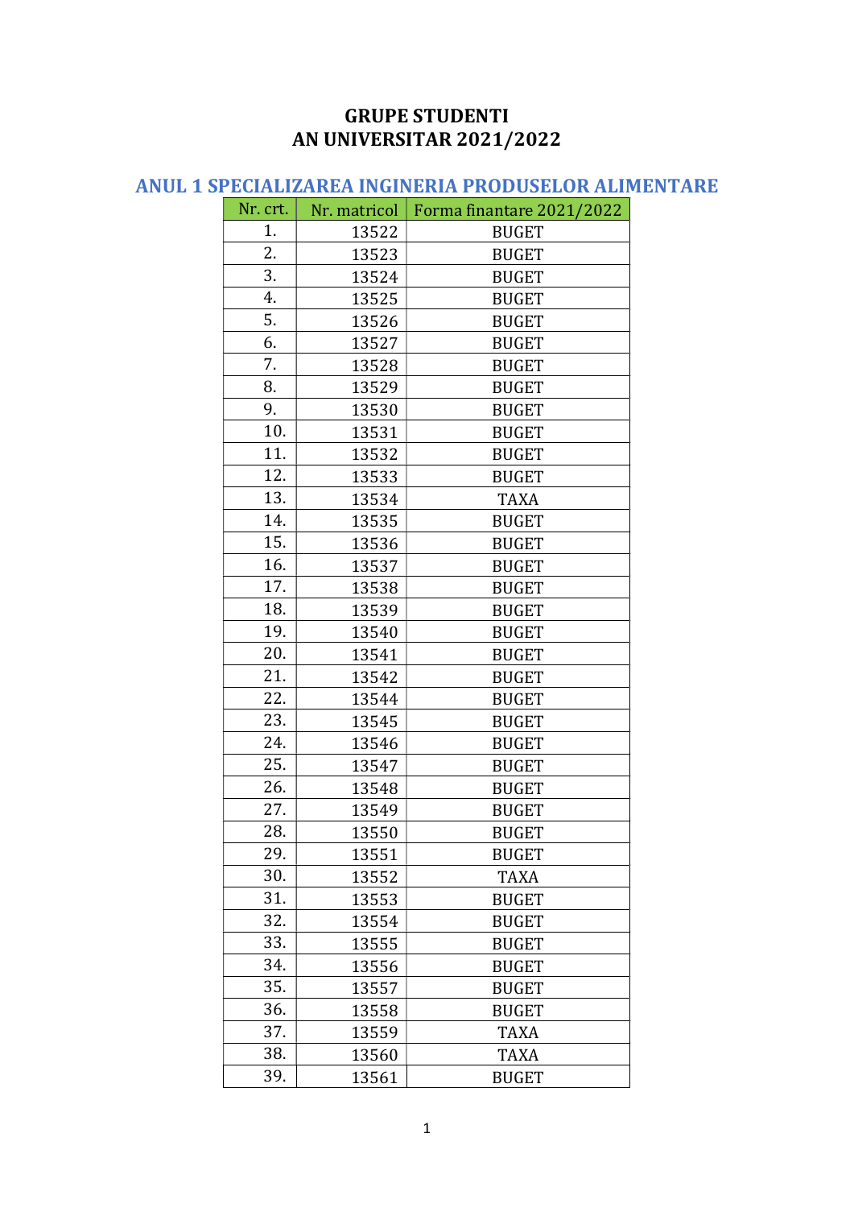# GRUPE STUDENTI
# AN UNIVERSITAR 2021/2022

## ANUL 1 SPECIALIZAREA INGINERIA PRODUSELOR ALIMENTARE

| Nr. crt. | Nr. matricol | Forma finantare 2021/2022 |
|---|---|---|
| 1. | 13522 | BUGET |
| 2. | 13523 | BUGET |
| 3. | 13524 | BUGET |
| 4. | 13525 | BUGET |
| 5. | 13526 | BUGET |
| 6. | 13527 | BUGET |
| 7. | 13528 | BUGET |
| 8. | 13529 | BUGET |
| 9. | 13530 | BUGET |
| 10. | 13531 | BUGET |
| 11. | 13532 | BUGET |
| 12. | 13533 | BUGET |
| 13. | 13534 | TAXA |
| 14. | 13535 | BUGET |
| 15. | 13536 | BUGET |
| 16. | 13537 | BUGET |
| 17. | 13538 | BUGET |
| 18. | 13539 | BUGET |
| 19. | 13540 | BUGET |
| 20. | 13541 | BUGET |
| 21. | 13542 | BUGET |
| 22. | 13544 | BUGET |
| 23. | 13545 | BUGET |
| 24. | 13546 | BUGET |
| 25. | 13547 | BUGET |
| 26. | 13548 | BUGET |
| 27. | 13549 | BUGET |
| 28. | 13550 | BUGET |
| 29. | 13551 | BUGET |
| 30. | 13552 | TAXA |
| 31. | 13553 | BUGET |
| 32. | 13554 | BUGET |
| 33. | 13555 | BUGET |
| 34. | 13556 | BUGET |
| 35. | 13557 | BUGET |
| 36. | 13558 | BUGET |
| 37. | 13559 | TAXA |
| 38. | 13560 | TAXA |
| 39. | 13561 | BUGET |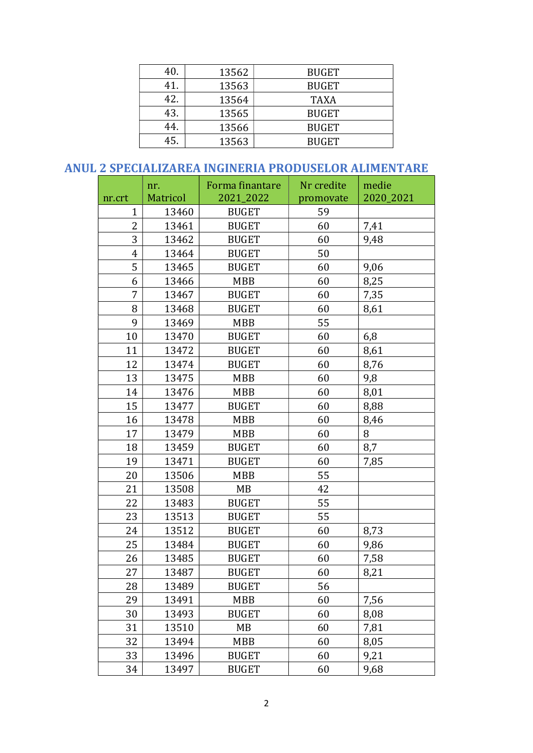| | | |
|---|---|---|
| 40. | 13562 | BUGET |
| 41. | 13563 | BUGET |
| 42. | 13564 | TAXA |
| 43. | 13565 | BUGET |
| 44. | 13566 | BUGET |
| 45. | 13563 | BUGET |

## ANUL 2 SPECIALIZAREA INGINERIA PRODUSELOR ALIMENTARE

| nr.crt | nr. Matricol | Forma finantare 2021_2022 | Nr credite promovate | medie 2020_2021 |
|---|---|---|---|---|
| 1 | 13460 | BUGET | 59 | |
| 2 | 13461 | BUGET | 60 | 7,41 |
| 3 | 13462 | BUGET | 60 | 9,48 |
| 4 | 13464 | BUGET | 50 | |
| 5 | 13465 | BUGET | 60 | 9,06 |
| 6 | 13466 | MBB | 60 | 8,25 |
| 7 | 13467 | BUGET | 60 | 7,35 |
| 8 | 13468 | BUGET | 60 | 8,61 |
| 9 | 13469 | MBB | 55 | |
| 10 | 13470 | BUGET | 60 | 6,8 |
| 11 | 13472 | BUGET | 60 | 8,61 |
| 12 | 13474 | BUGET | 60 | 8,76 |
| 13 | 13475 | MBB | 60 | 9,8 |
| 14 | 13476 | MBB | 60 | 8,01 |
| 15 | 13477 | BUGET | 60 | 8,88 |
| 16 | 13478 | MBB | 60 | 8,46 |
| 17 | 13479 | MBB | 60 | 8 |
| 18 | 13459 | BUGET | 60 | 8,7 |
| 19 | 13471 | BUGET | 60 | 7,85 |
| 20 | 13506 | MBB | 55 | |
| 21 | 13508 | MB | 42 | |
| 22 | 13483 | BUGET | 55 | |
| 23 | 13513 | BUGET | 55 | |
| 24 | 13512 | BUGET | 60 | 8,73 |
| 25 | 13484 | BUGET | 60 | 9,86 |
| 26 | 13485 | BUGET | 60 | 7,58 |
| 27 | 13487 | BUGET | 60 | 8,21 |
| 28 | 13489 | BUGET | 56 | |
| 29 | 13491 | MBB | 60 | 7,56 |
| 30 | 13493 | BUGET | 60 | 8,08 |
| 31 | 13510 | MB | 60 | 7,81 |
| 32 | 13494 | MBB | 60 | 8,05 |
| 33 | 13496 | BUGET | 60 | 9,21 |
| 34 | 13497 | BUGET | 60 | 9,68 |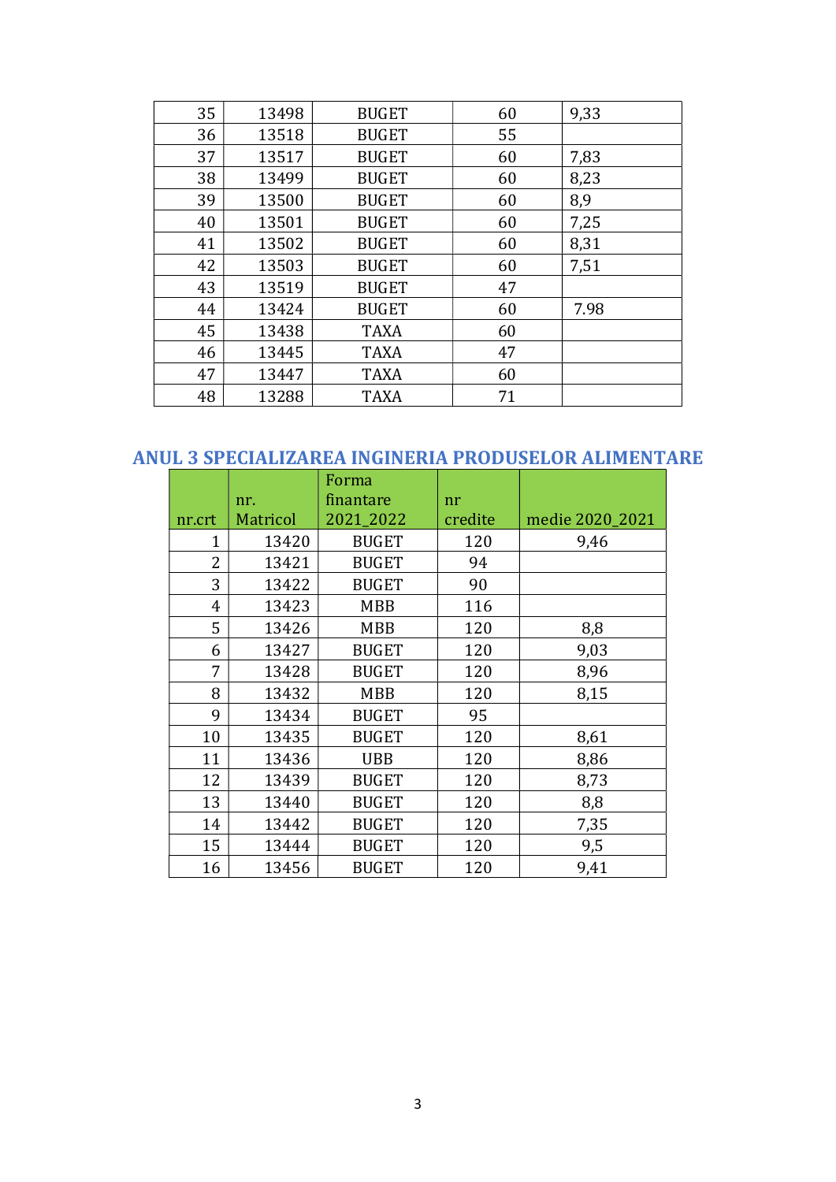| 35 | 13498 | BUGET | 60 | 9,33 |
|---|---|---|---|---|
| 36 | 13518 | BUGET | 55 | |
| 37 | 13517 | BUGET | 60 | 7,83 |
| 38 | 13499 | BUGET | 60 | 8,23 |
| 39 | 13500 | BUGET | 60 | 8,9 |
| 40 | 13501 | BUGET | 60 | 7,25 |
| 41 | 13502 | BUGET | 60 | 8,31 |
| 42 | 13503 | BUGET | 60 | 7,51 |
| 43 | 13519 | BUGET | 47 | |
| 44 | 13424 | BUGET | 60 | 7.98 |
| 45 | 13438 | TAXA | 60 | |
| 46 | 13445 | TAXA | 47 | |
| 47 | 13447 | TAXA | 60 | |
| 48 | 13288 | TAXA | 71 | |

## ANUL 3 SPECIALIZAREA INGINERIA PRODUSELOR ALIMENTARE

| nr.crt | nr. Matricol | Forma finantare 2021_2022 | nr credite | medie 2020_2021 |
|---|---|---|---|---|
| 1 | 13420 | BUGET | 120 | 9,46 |
| 2 | 13421 | BUGET | 94 | |
| 3 | 13422 | BUGET | 90 | |
| 4 | 13423 | MBB | 116 | |
| 5 | 13426 | MBB | 120 | 8,8 |
| 6 | 13427 | BUGET | 120 | 9,03 |
| 7 | 13428 | BUGET | 120 | 8,96 |
| 8 | 13432 | MBB | 120 | 8,15 |
| 9 | 13434 | BUGET | 95 | |
| 10 | 13435 | BUGET | 120 | 8,61 |
| 11 | 13436 | UBB | 120 | 8,86 |
| 12 | 13439 | BUGET | 120 | 8,73 |
| 13 | 13440 | BUGET | 120 | 8,8 |
| 14 | 13442 | BUGET | 120 | 7,35 |
| 15 | 13444 | BUGET | 120 | 9,5 |
| 16 | 13456 | BUGET | 120 | 9,41 |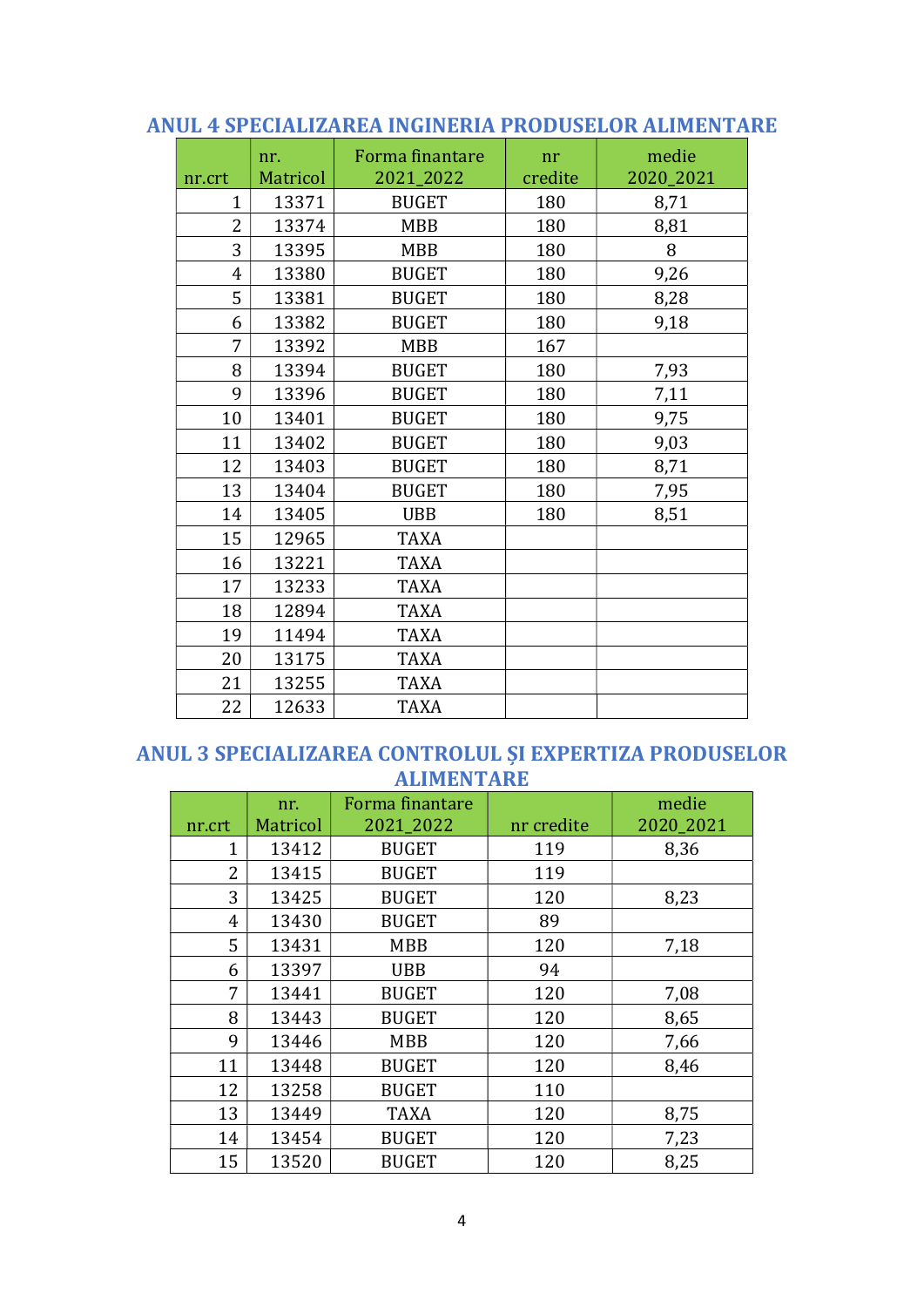## ANUL 4 SPECIALIZAREA INGINERIA PRODUSELOR ALIMENTARE

| nr.crt | nr. Matricol | Forma finantare 2021_2022 | nr credite | medie 2020_2021 |
|---|---|---|---|---|
| 1 | 13371 | BUGET | 180 | 8,71 |
| 2 | 13374 | MBB | 180 | 8,81 |
| 3 | 13395 | MBB | 180 | 8 |
| 4 | 13380 | BUGET | 180 | 9,26 |
| 5 | 13381 | BUGET | 180 | 8,28 |
| 6 | 13382 | BUGET | 180 | 9,18 |
| 7 | 13392 | MBB | 167 | |
| 8 | 13394 | BUGET | 180 | 7,93 |
| 9 | 13396 | BUGET | 180 | 7,11 |
| 10 | 13401 | BUGET | 180 | 9,75 |
| 11 | 13402 | BUGET | 180 | 9,03 |
| 12 | 13403 | BUGET | 180 | 8,71 |
| 13 | 13404 | BUGET | 180 | 7,95 |
| 14 | 13405 | UBB | 180 | 8,51 |
| 15 | 12965 | TAXA | | |
| 16 | 13221 | TAXA | | |
| 17 | 13233 | TAXA | | |
| 18 | 12894 | TAXA | | |
| 19 | 11494 | TAXA | | |
| 20 | 13175 | TAXA | | |
| 21 | 13255 | TAXA | | |
| 22 | 12633 | TAXA | | |

## ANUL 3 SPECIALIZAREA CONTROLUL ŞI EXPERTIZA PRODUSELOR ALIMENTARE

| nr.crt | nr. Matricol | Forma finantare 2021_2022 | nr credite | medie 2020_2021 |
|---|---|---|---|---|
| 1 | 13412 | BUGET | 119 | 8,36 |
| 2 | 13415 | BUGET | 119 | |
| 3 | 13425 | BUGET | 120 | 8,23 |
| 4 | 13430 | BUGET | 89 | |
| 5 | 13431 | MBB | 120 | 7,18 |
| 6 | 13397 | UBB | 94 | |
| 7 | 13441 | BUGET | 120 | 7,08 |
| 8 | 13443 | BUGET | 120 | 8,65 |
| 9 | 13446 | MBB | 120 | 7,66 |
| 11 | 13448 | BUGET | 120 | 8,46 |
| 12 | 13258 | BUGET | 110 | |
| 13 | 13449 | TAXA | 120 | 8,75 |
| 14 | 13454 | BUGET | 120 | 7,23 |
| 15 | 13520 | BUGET | 120 | 8,25 |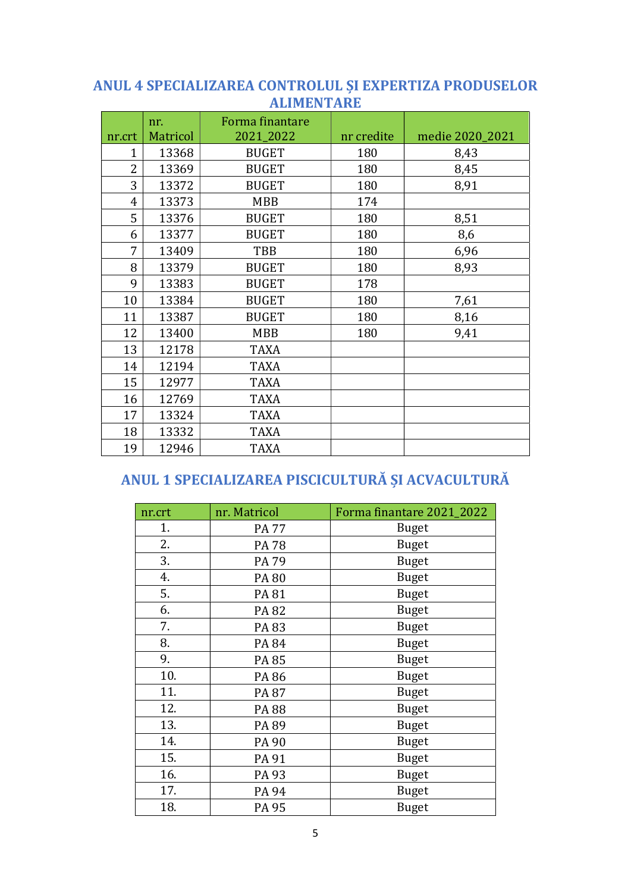## ANUL 4 SPECIALIZAREA CONTROLUL ŞI EXPERTIZA PRODUSELOR ALIMENTARE

| nr.crt | nr. Matricol | Forma finantare 2021_2022 | nr credite | medie 2020_2021 |
|---|---|---|---|---|
| 1 | 13368 | BUGET | 180 | 8,43 |
| 2 | 13369 | BUGET | 180 | 8,45 |
| 3 | 13372 | BUGET | 180 | 8,91 |
| 4 | 13373 | MBB | 174 | |
| 5 | 13376 | BUGET | 180 | 8,51 |
| 6 | 13377 | BUGET | 180 | 8,6 |
| 7 | 13409 | TBB | 180 | 6,96 |
| 8 | 13379 | BUGET | 180 | 8,93 |
| 9 | 13383 | BUGET | 178 | |
| 10 | 13384 | BUGET | 180 | 7,61 |
| 11 | 13387 | BUGET | 180 | 8,16 |
| 12 | 13400 | MBB | 180 | 9,41 |
| 13 | 12178 | TAXA | | |
| 14 | 12194 | TAXA | | |
| 15 | 12977 | TAXA | | |
| 16 | 12769 | TAXA | | |
| 17 | 13324 | TAXA | | |
| 18 | 13332 | TAXA | | |
| 19 | 12946 | TAXA | | |

## ANUL 1 SPECIALIZAREA PISCICULTURĂ ŞI ACVACULTURĂ

| nr.crt | nr. Matricol | Forma finantare 2021_2022 |
|---|---|---|
| 1. | PA 77 | Buget |
| 2. | PA 78 | Buget |
| 3. | PA 79 | Buget |
| 4. | PA 80 | Buget |
| 5. | PA 81 | Buget |
| 6. | PA 82 | Buget |
| 7. | PA 83 | Buget |
| 8. | PA 84 | Buget |
| 9. | PA 85 | Buget |
| 10. | PA 86 | Buget |
| 11. | PA 87 | Buget |
| 12. | PA 88 | Buget |
| 13. | PA 89 | Buget |
| 14. | PA 90 | Buget |
| 15. | PA 91 | Buget |
| 16. | PA 93 | Buget |
| 17. | PA 94 | Buget |
| 18. | PA 95 | Buget |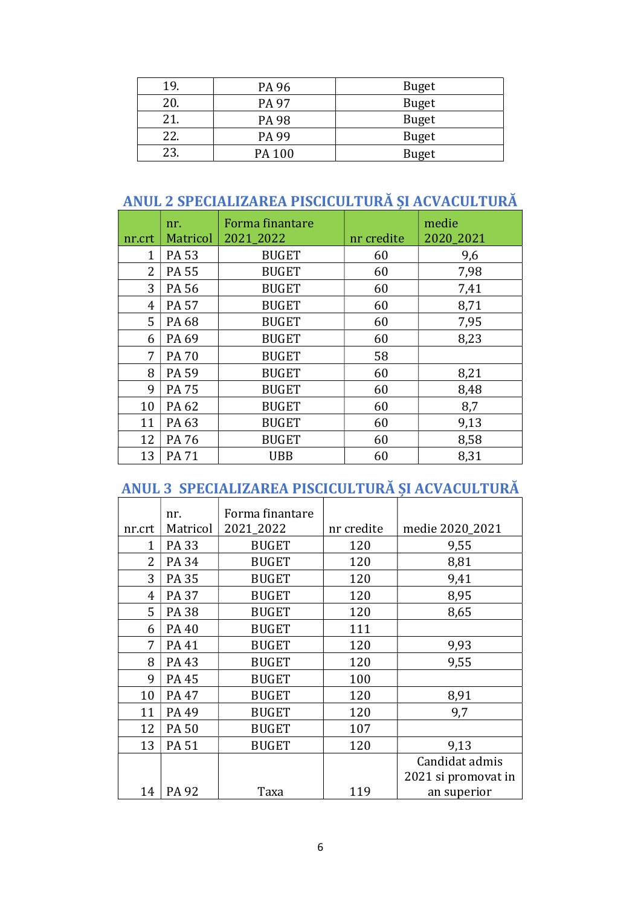| | | |
|---|---|---|
| 19. | PA 96 | Buget |
| 20. | PA 97 | Buget |
| 21. | PA 98 | Buget |
| 22. | PA 99 | Buget |
| 23. | PA 100 | Buget |

## ANUL 2 SPECIALIZAREA PISCICULTURĂ ȘI ACVACULTURĂ

| nr.crt | nr. Matricol | Forma finantare 2021_2022 | nr credite | medie 2020_2021 |
|---|---|---|---|---|
| 1 | PA 53 | BUGET | 60 | 9,6 |
| 2 | PA 55 | BUGET | 60 | 7,98 |
| 3 | PA 56 | BUGET | 60 | 7,41 |
| 4 | PA 57 | BUGET | 60 | 8,71 |
| 5 | PA 68 | BUGET | 60 | 7,95 |
| 6 | PA 69 | BUGET | 60 | 8,23 |
| 7 | PA 70 | BUGET | 58 | |
| 8 | PA 59 | BUGET | 60 | 8,21 |
| 9 | PA 75 | BUGET | 60 | 8,48 |
| 10 | PA 62 | BUGET | 60 | 8,7 |
| 11 | PA 63 | BUGET | 60 | 9,13 |
| 12 | PA 76 | BUGET | 60 | 8,58 |
| 13 | PA 71 | UBB | 60 | 8,31 |

## ANUL 3 SPECIALIZAREA PISCICULTURĂ ȘI ACVACULTURĂ

| nr.crt | nr. Matricol | Forma finantare 2021_2022 | nr credite | medie 2020_2021 |
|---|---|---|---|---|
| 1 | PA 33 | BUGET | 120 | 9,55 |
| 2 | PA 34 | BUGET | 120 | 8,81 |
| 3 | PA 35 | BUGET | 120 | 9,41 |
| 4 | PA 37 | BUGET | 120 | 8,95 |
| 5 | PA 38 | BUGET | 120 | 8,65 |
| 6 | PA 40 | BUGET | 111 | |
| 7 | PA 41 | BUGET | 120 | 9,93 |
| 8 | PA 43 | BUGET | 120 | 9,55 |
| 9 | PA 45 | BUGET | 100 | |
| 10 | PA 47 | BUGET | 120 | 8,91 |
| 11 | PA 49 | BUGET | 120 | 9,7 |
| 12 | PA 50 | BUGET | 107 | |
| 13 | PA 51 | BUGET | 120 | 9,13 |
| 14 | PA 92 | Taxa | 119 | Candidat admis 2021 si promovat in an superior |